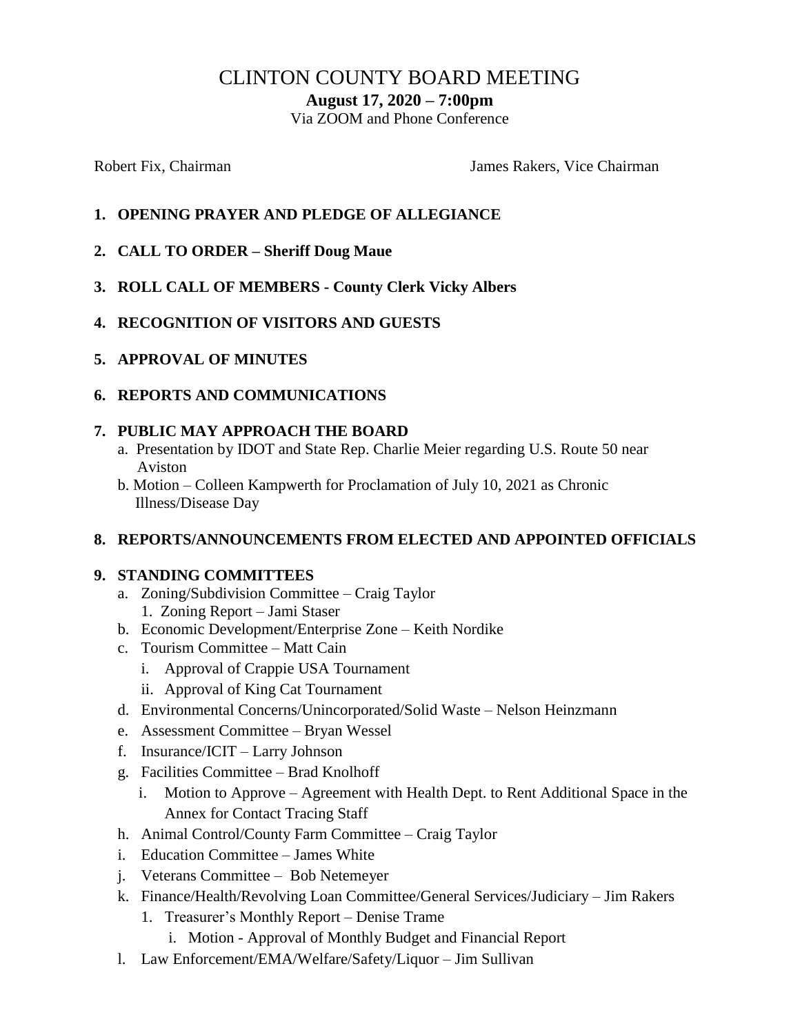# CLINTON COUNTY BOARD MEETING

**August 17, 2020 – 7:00pm**

Via ZOOM and Phone Conference

Robert Fix, Chairman

James Rakers, Vice Chairman

1. **OPENING PRAYER AND PLEDGE OF ALLEGIANCE**

2. **CALL TO ORDER – Sheriff Doug Maue**

3. **ROLL CALL OF MEMBERS - County Clerk Vicky Albers**

4. **RECOGNITION OF VISITORS AND GUESTS**

5. **APPROVAL OF MINUTES**

6. **REPORTS AND COMMUNICATIONS**

7. **PUBLIC MAY APPROACH THE BOARD**
   - a. Presentation by IDOT and State Rep. Charlie Meier regarding U.S. Route 50 near Aviston
   - b. Motion – Colleen Kampwerth for Proclamation of July 10, 2021 as Chronic Illness/Disease Day

8. **REPORTS/ANNOUNCEMENTS FROM ELECTED AND APPOINTED OFFICIALS**

9. **STANDING COMMITTEES**
   - a. Zoning/Subdivision Committee – Craig Taylor
     1. Zoning Report – Jami Staser
   - b. Economic Development/Enterprise Zone – Keith Nordike
   - c. Tourism Committee – Matt Cain
     - i. Approval of Crappie USA Tournament
     - ii. Approval of King Cat Tournament
   - d. Environmental Concerns/Unincorporated/Solid Waste – Nelson Heinzmann
   - e. Assessment Committee – Bryan Wessel
   - f. Insurance/ICIT – Larry Johnson
   - g. Facilities Committee – Brad Knolhoff
     - i. Motion to Approve – Agreement with Health Dept. to Rent Additional Space in the Annex for Contact Tracing Staff
   - h. Animal Control/County Farm Committee – Craig Taylor
   - i. Education Committee – James White
   - j. Veterans Committee – Bob Netemeyer
   - k. Finance/Health/Revolving Loan Committee/General Services/Judiciary – Jim Rakers
     1. Treasurer's Monthly Report – Denise Trame
        - i. Motion - Approval of Monthly Budget and Financial Report
   - l. Law Enforcement/EMA/Welfare/Safety/Liquor – Jim Sullivan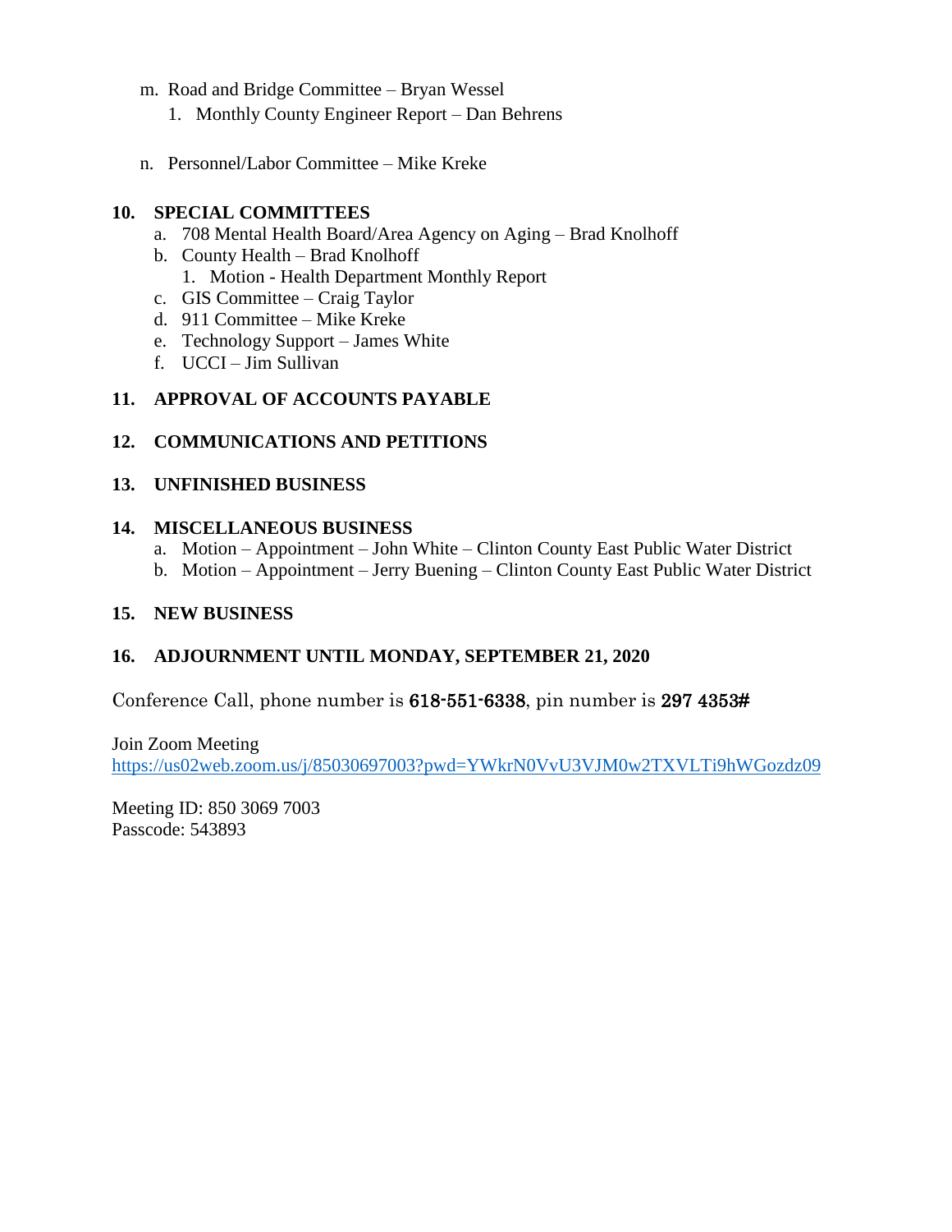m. Road and Bridge Committee – Bryan Wessel
   1. Monthly County Engineer Report – Dan Behrens

n. Personnel/Labor Committee – Mike Kreke

**10. SPECIAL COMMITTEES**

a. 708 Mental Health Board/Area Agency on Aging – Brad Knolhoff
b. County Health – Brad Knolhoff
   1. Motion - Health Department Monthly Report
c. GIS Committee – Craig Taylor
d. 911 Committee – Mike Kreke
e. Technology Support – James White
f. UCCI – Jim Sullivan

**11. APPROVAL OF ACCOUNTS PAYABLE**

**12. COMMUNICATIONS AND PETITIONS**

**13. UNFINISHED BUSINESS**

**14. MISCELLANEOUS BUSINESS**

a. Motion – Appointment – John White – Clinton County East Public Water District
b. Motion – Appointment – Jerry Buening – Clinton County East Public Water District

**15. NEW BUSINESS**

**16. ADJOURNMENT UNTIL MONDAY, SEPTEMBER 21, 2020**

Conference Call, phone number is **618-551-6338**, pin number is **297 4353#**

Join Zoom Meeting
https://us02web.zoom.us/j/85030697003?pwd=YWkrN0VvU3VJM0w2TXVLTi9hWGozdz09

Meeting ID: 850 3069 7003
Passcode: 543893